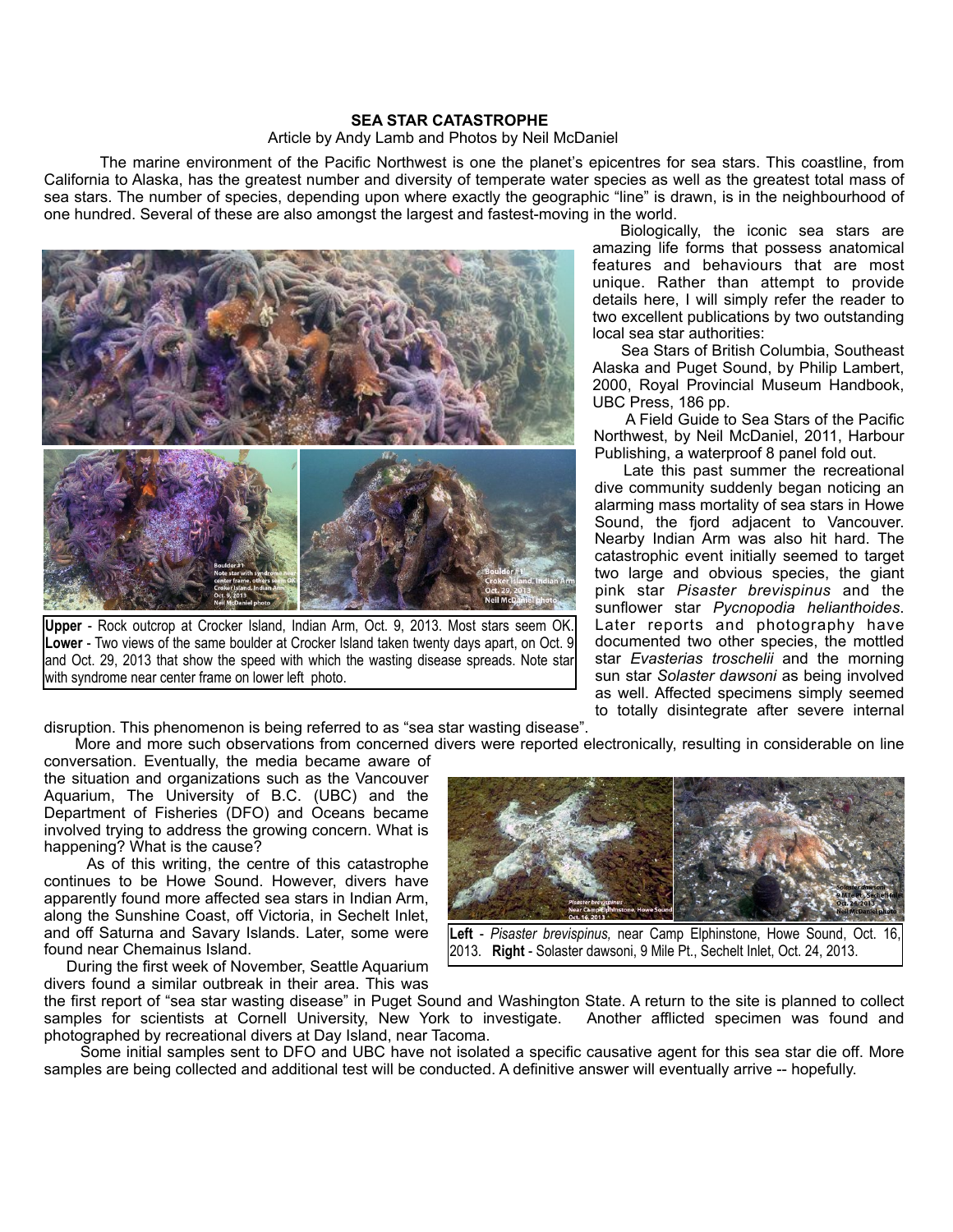# SEA STAR CATASTROPHE

Article by Andy Lamb and Photos by Neil McDaniel

The marine environment of the Pacific Northwest is one the planet's epicentres for sea stars. This coastline, from California to Alaska, has the greatest number and diversity of temperate water species as well as the greatest total mass of sea stars. The number of species, depending upon where exactly the geographic "line" is drawn, is in the neighbourhood of one hundred. Several of these are also amongst the largest and fastest-moving in the world.

Biologically, the iconic sea stars are amazing life forms that possess anatomical features and behaviours that are most unique. Rather than attempt to provide details here, I will simply refer the reader to two excellent publications by two outstanding local sea star authorities:

Sea Stars of British Columbia, Southeast Alaska and Puget Sound, by Philip Lambert, 2000, Royal Provincial Museum Handbook, UBC Press, 186 pp.

A Field Guide to Sea Stars of the Pacific Northwest, by Neil McDaniel, 2011, Harbour Publishing, a waterproof 8 panel fold out.

**Upper** - Rock outcrop at Crocker Island, Indian Arm, Oct. 9, 2013. Most stars seem OK. **Lower** - Two views of the same boulder at Crocker Island taken twenty days apart, on Oct. 9 and Oct. 29, 2013 that show the speed with which the wasting disease spreads. Note star with syndrome near center frame on lower left photo.

Late this past summer the recreational dive community suddenly began noticing an alarming mass mortality of sea stars in Howe Sound, the fjord adjacent to Vancouver. Nearby Indian Arm was also hit hard. The catastrophic event initially seemed to target two large and obvious species, the giant pink star *Pisaster brevispinus* and the sunflower star *Pycnopodia helianthoides*. Later reports and photography have documented two other species, the mottled star *Evasterias troschelii* and the morning sun star *Solaster dawsoni* as being involved as well. Affected specimens simply seemed to totally disintegrate after severe internal disruption. This phenomenon is being referred to as "sea star wasting disease".

More and more such observations from concerned divers were reported electronically, resulting in considerable on line conversation. Eventually, the media became aware of the situation and organizations such as the Vancouver Aquarium, The University of B.C. (UBC) and the Department of Fisheries (DFO) and Oceans became involved trying to address the growing concern. What is happening? What is the cause?

As of this writing, the centre of this catastrophe continues to be Howe Sound. However, divers have apparently found more affected sea stars in Indian Arm, along the Sunshine Coast, off Victoria, in Sechelt Inlet, and off Saturna and Savary Islands. Later, some were found near Chemainus Island.

**Left** - *Pisaster brevispinus,* near Camp Elphinstone, Howe Sound, Oct. 16, 2013. **Right** - Solaster dawsoni, 9 Mile Pt., Sechelt Inlet, Oct. 24, 2013.

During the first week of November, Seattle Aquarium divers found a similar outbreak in their area. This was the first report of "sea star wasting disease" in Puget Sound and Washington State. A return to the site is planned to collect samples for scientists at Cornell University, New York to investigate. Another afflicted specimen was found and photographed by recreational divers at Day Island, near Tacoma.

Some initial samples sent to DFO and UBC have not isolated a specific causative agent for this sea star die off. More samples are being collected and additional test will be conducted. A definitive answer will eventually arrive -- hopefully.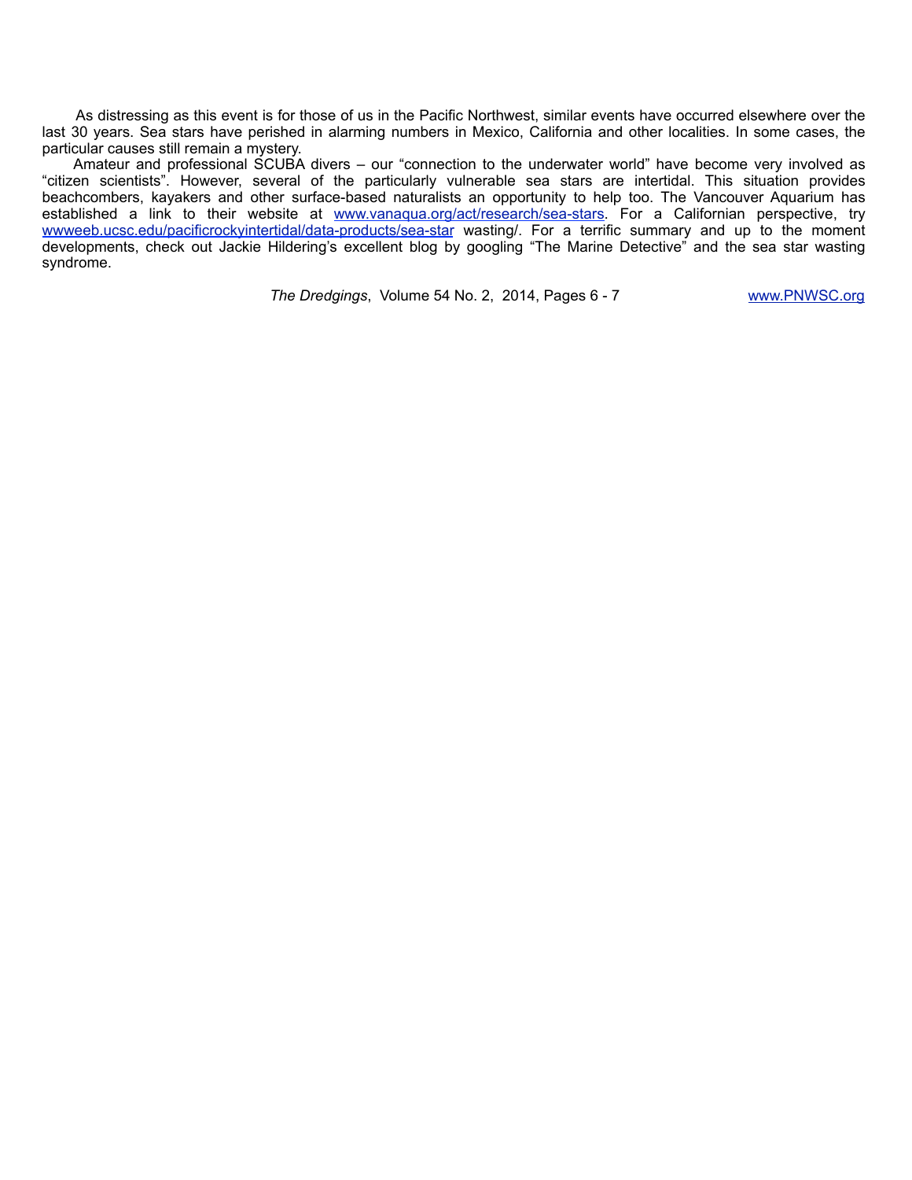As distressing as this event is for those of us in the Pacific Northwest, similar events have occurred elsewhere over the last 30 years. Sea stars have perished in alarming numbers in Mexico, California and other localities. In some cases, the particular causes still remain a mystery.

Amateur and professional SCUBA divers – our "connection to the underwater world" have become very involved as "citizen scientists". However, several of the particularly vulnerable sea stars are intertidal. This situation provides beachcombers, kayakers and other surface-based naturalists an opportunity to help too. The Vancouver Aquarium has established a link to their website at www.vanaqua.org/act/research/sea-stars. For a Californian perspective, try wwweeb.ucsc.edu/pacificrockyintertidal/data-products/sea-star wasting/. For a terrific summary and up to the moment developments, check out Jackie Hildering's excellent blog by googling "The Marine Detective" and the sea star wasting syndrome.

*The Dredgings*, Volume 54 No. 2, 2014, Pages 6 - 7 www.PNWSC.org